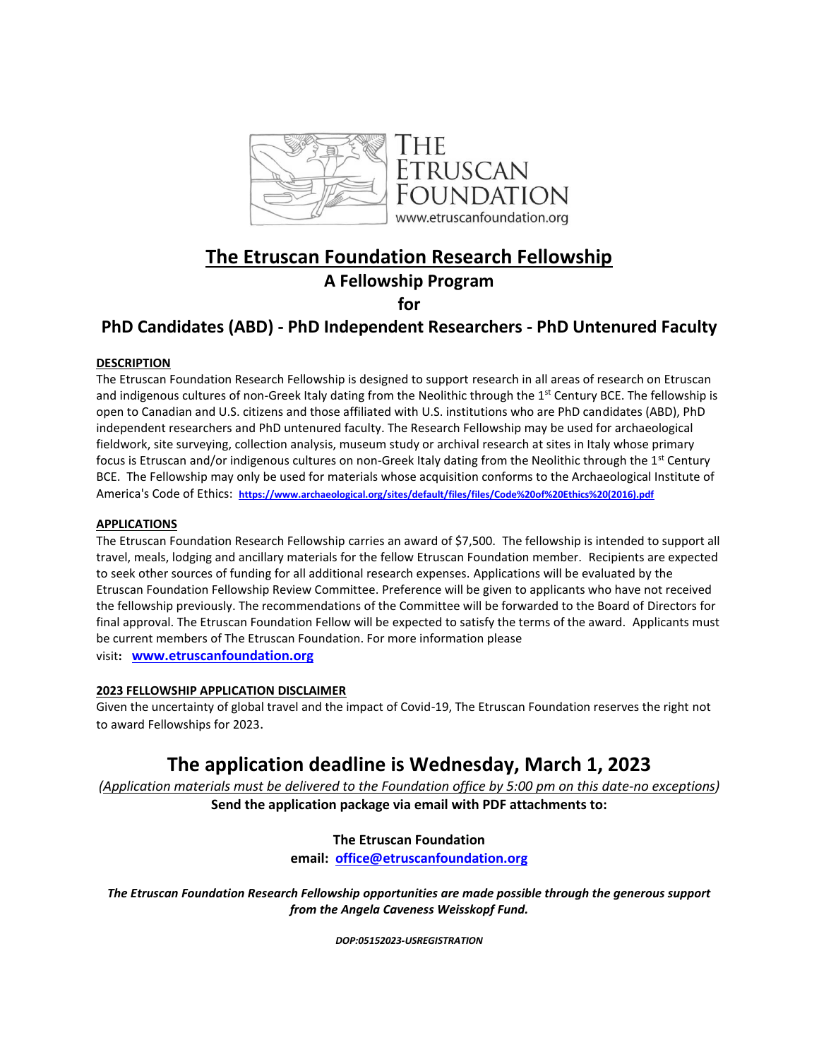THE ETRUSCAN FOUNDATION
www.etruscanfoundation.org

# The Etruscan Foundation Research Fellowship

## A Fellowship Program

## for

## PhD Candidates (ABD) - PhD Independent Researchers - PhD Untenured Faculty

**DESCRIPTION**

The Etruscan Foundation Research Fellowship is designed to support research in all areas of research on Etruscan and indigenous cultures of non-Greek Italy dating from the Neolithic through the 1st Century BCE. The fellowship is open to Canadian and U.S. citizens and those affiliated with U.S. institutions who are PhD candidates (ABD), PhD independent researchers and PhD untenured faculty. The Research Fellowship may be used for archaeological fieldwork, site surveying, collection analysis, museum study or archival research at sites in Italy whose primary focus is Etruscan and/or indigenous cultures on non-Greek Italy dating from the Neolithic through the 1st Century BCE. The Fellowship may only be used for materials whose acquisition conforms to the Archaeological Institute of America's Code of Ethics: **https://www.archaeological.org/sites/default/files/files/Code%20of%20Ethics%20(2016).pdf**

**APPLICATIONS**

The Etruscan Foundation Research Fellowship carries an award of $7,500. The fellowship is intended to support all travel, meals, lodging and ancillary materials for the fellow Etruscan Foundation member. Recipients are expected to seek other sources of funding for all additional research expenses. Applications will be evaluated by the Etruscan Foundation Fellowship Review Committee. Preference will be given to applicants who have not received the fellowship previously. The recommendations of the Committee will be forwarded to the Board of Directors for final approval. The Etruscan Foundation Fellow will be expected to satisfy the terms of the award. Applicants must be current members of The Etruscan Foundation. For more information please visit**:** **www.etruscanfoundation.org**

**2023 FELLOWSHIP APPLICATION DISCLAIMER**

Given the uncertainty of global travel and the impact of Covid-19, The Etruscan Foundation reserves the right not to award Fellowships for 2023.

# The application deadline is Wednesday, March 1, 2023

*(Application materials must be delivered to the Foundation office by 5:00 pm on this date-no exceptions)*

**Send the application package via email with PDF attachments to:**

**The Etruscan Foundation**
**email: office@etruscanfoundation.org**

***The Etruscan Foundation Research Fellowship opportunities are made possible through the generous support from the Angela Caveness Weisskopf Fund.***

***DOP:05152023-USREGISTRATION***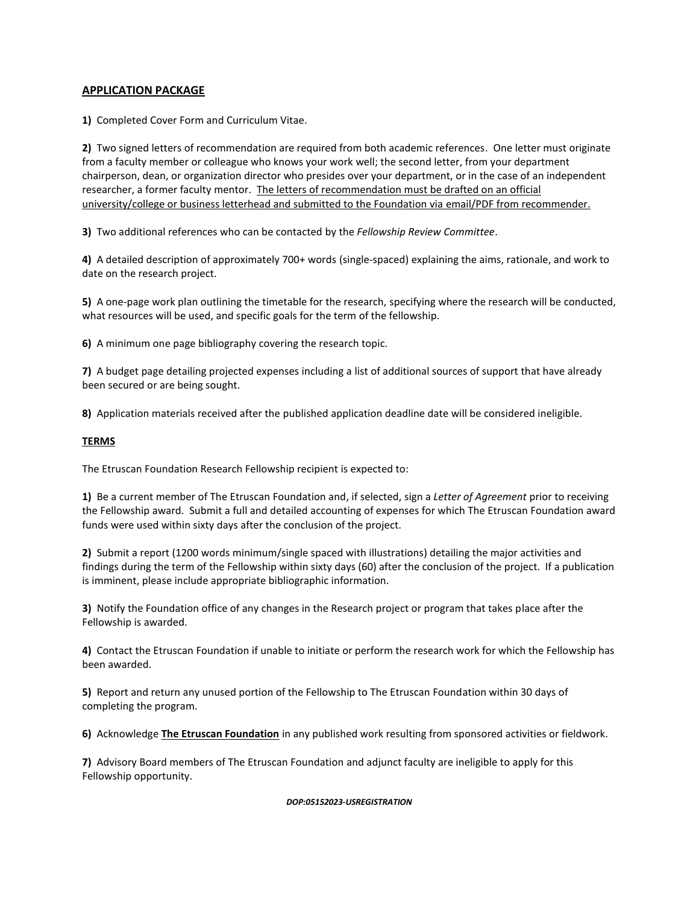## APPLICATION PACKAGE

**1)** Completed Cover Form and Curriculum Vitae.

**2)** Two signed letters of recommendation are required from both academic references. One letter must originate from a faculty member or colleague who knows your work well; the second letter, from your department chairperson, dean, or organization director who presides over your department, or in the case of an independent researcher, a former faculty mentor. <u>The letters of recommendation must be drafted on an official university/college or business letterhead and submitted to the Foundation via email/PDF from recommender.</u>

**3)** Two additional references who can be contacted by the *Fellowship Review Committee*.

**4)** A detailed description of approximately 700+ words (single-spaced) explaining the aims, rationale, and work to date on the research project.

**5)** A one-page work plan outlining the timetable for the research, specifying where the research will be conducted, what resources will be used, and specific goals for the term of the fellowship.

**6)** A minimum one page bibliography covering the research topic.

**7)** A budget page detailing projected expenses including a list of additional sources of support that have already been secured or are being sought.

**8)** Application materials received after the published application deadline date will be considered ineligible.

## TERMS

The Etruscan Foundation Research Fellowship recipient is expected to:

**1)** Be a current member of The Etruscan Foundation and, if selected, sign a *Letter of Agreement* prior to receiving the Fellowship award. Submit a full and detailed accounting of expenses for which The Etruscan Foundation award funds were used within sixty days after the conclusion of the project.

**2)** Submit a report (1200 words minimum/single spaced with illustrations) detailing the major activities and findings during the term of the Fellowship within sixty days (60) after the conclusion of the project. If a publication is imminent, please include appropriate bibliographic information.

**3)** Notify the Foundation office of any changes in the Research project or program that takes place after the Fellowship is awarded.

**4)** Contact the Etruscan Foundation if unable to initiate or perform the research work for which the Fellowship has been awarded.

**5)** Report and return any unused portion of the Fellowship to The Etruscan Foundation within 30 days of completing the program.

**6)** Acknowledge **<u>The Etruscan Foundation</u>** in any published work resulting from sponsored activities or fieldwork.

**7)** Advisory Board members of The Etruscan Foundation and adjunct faculty are ineligible to apply for this Fellowship opportunity.

***DOP:05152023-USREGISTRATION***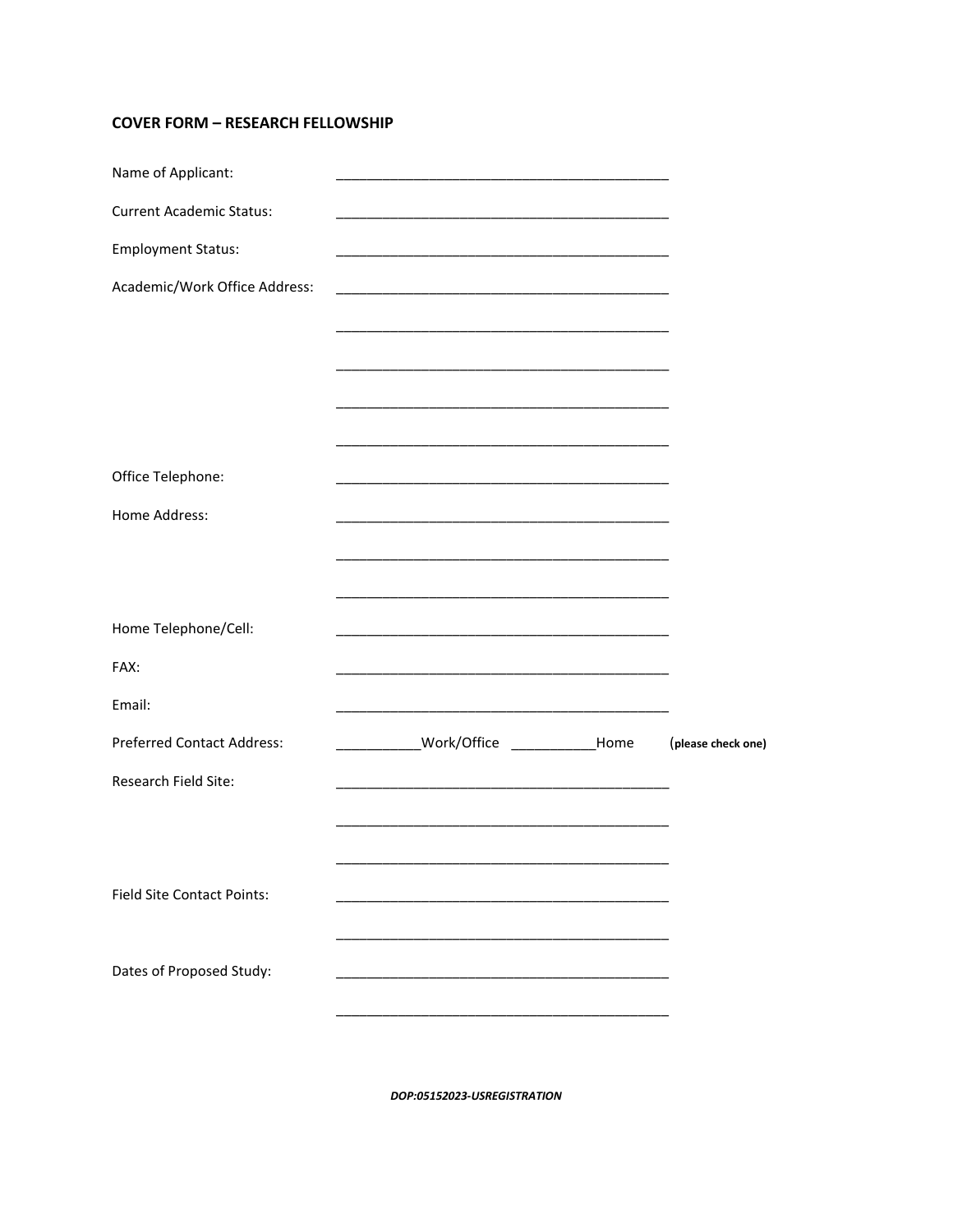**COVER FORM – RESEARCH FELLOWSHIP**

Name of Applicant: ____________________________________________

Current Academic Status: ____________________________________________

Employment Status: ____________________________________________

Academic/Work Office Address: ____________________________________________

____________________________________________

____________________________________________

____________________________________________

____________________________________________

Office Telephone: ____________________________________________

Home Address: ____________________________________________

____________________________________________

____________________________________________

Home Telephone/Cell: ____________________________________________

FAX: ____________________________________________

Email: ____________________________________________

Preferred Contact Address: ___________Work/Office ___________Home (**please check one)**

Research Field Site: ____________________________________________

____________________________________________

____________________________________________

Field Site Contact Points: ____________________________________________

____________________________________________

Dates of Proposed Study: ____________________________________________

____________________________________________

***DOP:05152023-USREGISTRATION***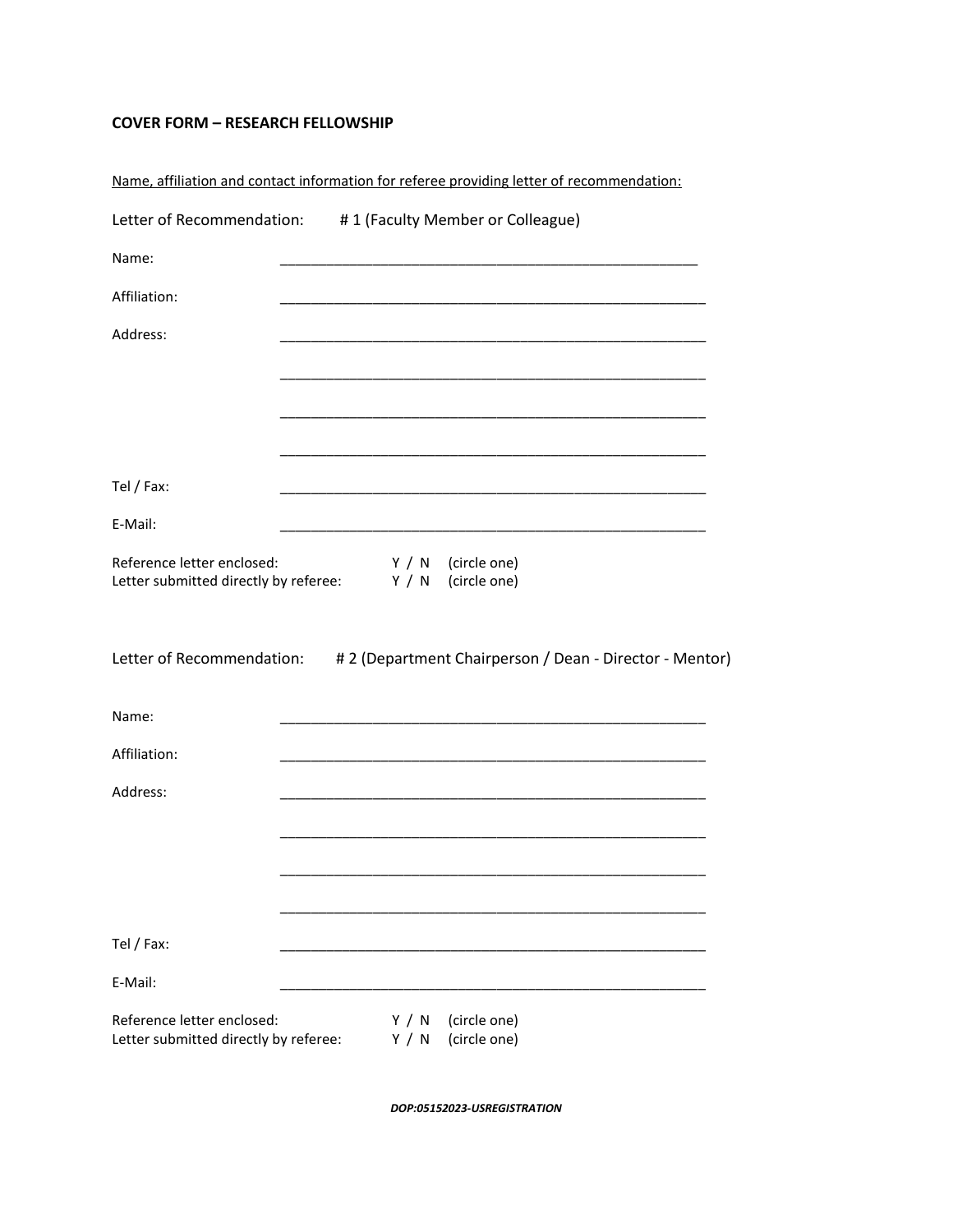**COVER FORM – RESEARCH FELLOWSHIP**

Name, affiliation and contact information for referee providing letter of recommendation:

Letter of Recommendation: # 1 (Faculty Member or Colleague)

Name: _______________________________________________________

Affiliation: _______________________________________________________

Address: _______________________________________________________

_______________________________________________________

_______________________________________________________

_______________________________________________________

Tel / Fax: _______________________________________________________

E-Mail: _______________________________________________________

Reference letter enclosed: Y / N (circle one)
Letter submitted directly by referee: Y / N (circle one)

Letter of Recommendation: # 2 (Department Chairperson / Dean - Director - Mentor)

Name: _______________________________________________________

Affiliation: _______________________________________________________

Address: _______________________________________________________

_______________________________________________________

_______________________________________________________

_______________________________________________________

Tel / Fax: _______________________________________________________

E-Mail: _______________________________________________________

Reference letter enclosed: Y / N (circle one)
Letter submitted directly by referee: Y / N (circle one)

***DOP:05152023-USREGISTRATION***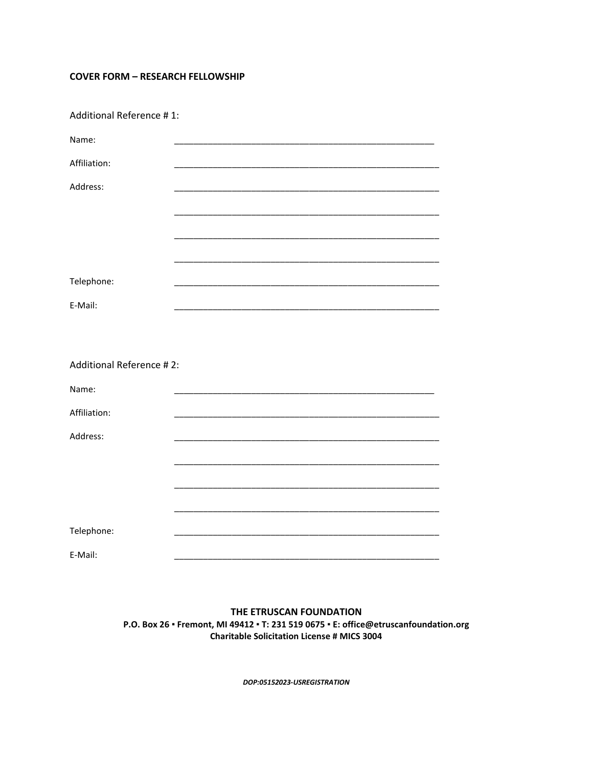**COVER FORM – RESEARCH FELLOWSHIP**

Additional Reference # 1:

Name: _______________________________________________________

Affiliation: _______________________________________________________

Address: _______________________________________________________

_______________________________________________________

_______________________________________________________

_______________________________________________________

Telephone: _______________________________________________________

E-Mail: _______________________________________________________

Additional Reference # 2:

Name: _______________________________________________________

Affiliation: _______________________________________________________

Address: _______________________________________________________

_______________________________________________________

_______________________________________________________

_______________________________________________________

Telephone: _______________________________________________________

E-Mail: _______________________________________________________

**THE ETRUSCAN FOUNDATION**
**P.O. Box 26 ▪ Fremont, MI 49412 ▪ T: 231 519 0675 ▪ E: office@etruscanfoundation.org**
**Charitable Solicitation License # MICS 3004**

***DOP:05152023-USREGISTRATION***